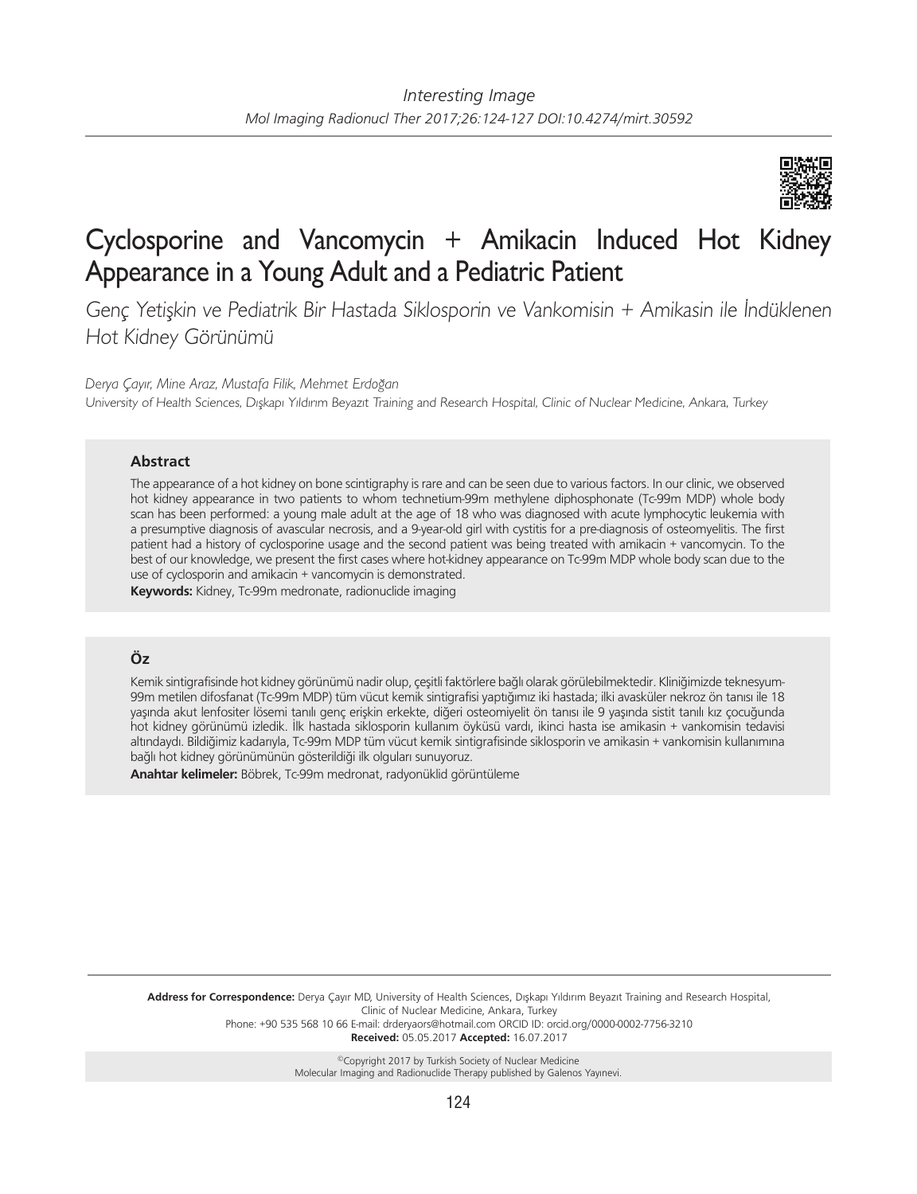Interesting Image

# Cyclosporine and Vancomycin + Amikacin Induced Hot Kidney Appearance in a Young Adult and a Pediatric Patient

*Genç Yetişkin ve Pediatrik Bir Hastada Siklosporin ve Vankomisin + Amikasin ile İndüklenen Hot Kidney Görünümü*

*Derya Çayır, Mine Araz, Mustafa Filik, Mehmet Erdoğan*

*University of Health Sciences, Dışkapı Yıldırım Beyazıt Training and Research Hospital, Clinic of Nuclear Medicine, Ankara, Turkey*

## Abstract

The appearance of a hot kidney on bone scintigraphy is rare and can be seen due to various factors. In our clinic, we observed hot kidney appearance in two patients to whom technetium-99m methylene diphosphonate (Tc-99m MDP) whole body scan has been performed: a young male adult at the age of 18 who was diagnosed with acute lymphocytic leukemia with a presumptive diagnosis of avascular necrosis, and a 9-year-old girl with cystitis for a pre-diagnosis of osteomyelitis. The first patient had a history of cyclosporine usage and the second patient was being treated with amikacin + vancomycin. To the best of our knowledge, we present the first cases where hot-kidney appearance on Tc-99m MDP whole body scan due to the use of cyclosporin and amikacin + vancomycin is demonstrated.

**Keywords:** Kidney, Tc-99m medronate, radionuclide imaging

## Öz

Kemik sintigrafisinde hot kidney görünümü nadir olup, çeşitli faktörlere bağlı olarak görülebilmektedir. Kliniğimizde teknesyum-99m metilen difosfanat (Tc-99m MDP) tüm vücut kemik sintigrafisi yaptığımız iki hastada; ilki avasküler nekroz ön tanısı ile 18 yaşında akut lenfositer lösemi tanılı genç erişkin erkekte, diğeri osteomiyelit ön tanısı ile 9 yaşında sistit tanılı kız çocuğunda hot kidney görünümü izledik. İlk hastada siklosporin kullanım öyküsü vardı, ikinci hasta ise amikasin + vankomisin tedavisi altındaydı. Bildiğimiz kadarıyla, Tc-99m MDP tüm vücut kemik sintigrafisinde siklosporin ve amikasin + vankomisin kullanımına bağlı hot kidney görünümünün gösterildiği ilk olguları sunuyoruz.

**Anahtar kelimeler:** Böbrek, Tc-99m medronat, radyonüklid görüntüleme

---

**Address for Correspondence:** Derya Çayır MD, University of Health Sciences, Dışkapı Yıldırım Beyazıt Training and Research Hospital, Clinic of Nuclear Medicine, Ankara, Turkey
Phone: +90 535 568 10 66 E-mail: drderyaors@hotmail.com ORCID ID: orcid.org/0000-0002-7756-3210
**Received:** 05.05.2017 **Accepted:** 16.07.2017

©Copyright 2017 by Turkish Society of Nuclear Medicine
Molecular Imaging and Radionuclide Therapy published by Galenos Yayınevi.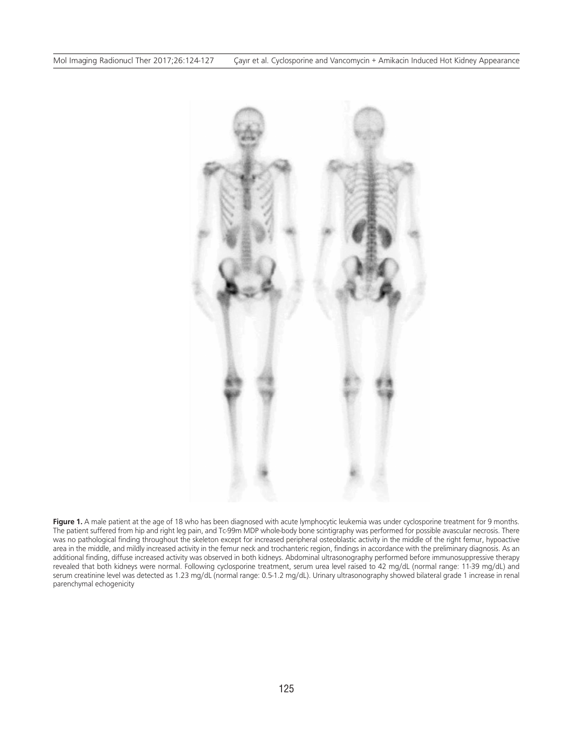**Figure 1.** A male patient at the age of 18 who has been diagnosed with acute lymphocytic leukemia was under cyclosporine treatment for 9 months. The patient suffered from hip and right leg pain, and Tc-99m MDP whole-body bone scintigraphy was performed for possible avascular necrosis. There was no pathological finding throughout the skeleton except for increased peripheral osteoblastic activity in the middle of the right femur, hypoactive area in the middle, and mildly increased activity in the femur neck and trochanteric region, findings in accordance with the preliminary diagnosis. As an additional finding, diffuse increased activity was observed in both kidneys. Abdominal ultrasonography performed before immunosuppressive therapy revealed that both kidneys were normal. Following cyclosporine treatment, serum urea level raised to 42 mg/dL (normal range: 11-39 mg/dL) and serum creatinine level was detected as 1.23 mg/dL (normal range: 0.5-1.2 mg/dL). Urinary ultrasonography showed bilateral grade 1 increase in renal parenchymal echogenicity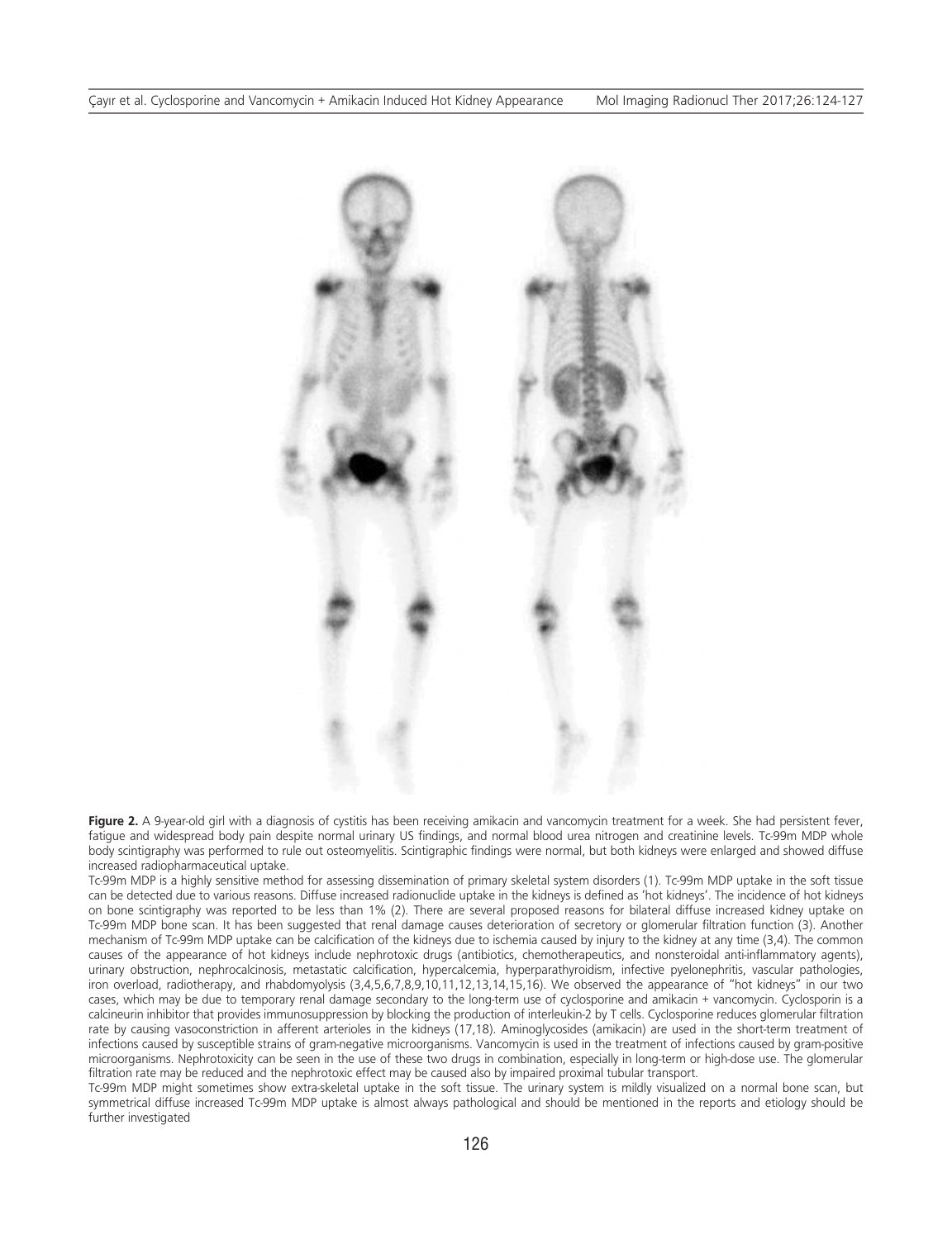**Figure 2.** A 9-year-old girl with a diagnosis of cystitis has been receiving amikacin and vancomycin treatment for a week. She had persistent fever, fatigue and widespread body pain despite normal urinary US findings, and normal blood urea nitrogen and creatinine levels. Tc-99m MDP whole body scintigraphy was performed to rule out osteomyelitis. Scintigraphic findings were normal, but both kidneys were enlarged and showed diffuse increased radiopharmaceutical uptake.

Tc-99m MDP is a highly sensitive method for assessing dissemination of primary skeletal system disorders (1). Tc-99m MDP uptake in the soft tissue can be detected due to various reasons. Diffuse increased radionuclide uptake in the kidneys is defined as 'hot kidneys'. The incidence of hot kidneys on bone scintigraphy was reported to be less than 1% (2). There are several proposed reasons for bilateral diffuse increased kidney uptake on Tc-99m MDP bone scan. It has been suggested that renal damage causes deterioration of secretory or glomerular filtration function (3). Another mechanism of Tc-99m MDP uptake can be calcification of the kidneys due to ischemia caused by injury to the kidney at any time (3,4). The common causes of the appearance of hot kidneys include nephrotoxic drugs (antibiotics, chemotherapeutics, and nonsteroidal anti-inflammatory agents), urinary obstruction, nephrocalcinosis, metastatic calcification, hypercalcemia, hyperparathyroidism, infective pyelonephritis, vascular pathologies, iron overload, radiotherapy, and rhabdomyolysis (3,4,5,6,7,8,9,10,11,12,13,14,15,16). We observed the appearance of "hot kidneys" in our two cases, which may be due to temporary renal damage secondary to the long-term use of cyclosporine and amikacin + vancomycin. Cyclosporin is a calcineurin inhibitor that provides immunosuppression by blocking the production of interleukin-2 by T cells. Cyclosporine reduces glomerular filtration rate by causing vasoconstriction in afferent arterioles in the kidneys (17,18). Aminoglycosides (amikacin) are used in the short-term treatment of infections caused by susceptible strains of gram-negative microorganisms. Vancomycin is used in the treatment of infections caused by gram-positive microorganisms. Nephrotoxicity can be seen in the use of these two drugs in combination, especially in long-term or high-dose use. The glomerular filtration rate may be reduced and the nephrotoxic effect may be caused also by impaired proximal tubular transport.

Tc-99m MDP might sometimes show extra-skeletal uptake in the soft tissue. The urinary system is mildly visualized on a normal bone scan, but symmetrical diffuse increased Tc-99m MDP uptake is almost always pathological and should be mentioned in the reports and etiology should be further investigated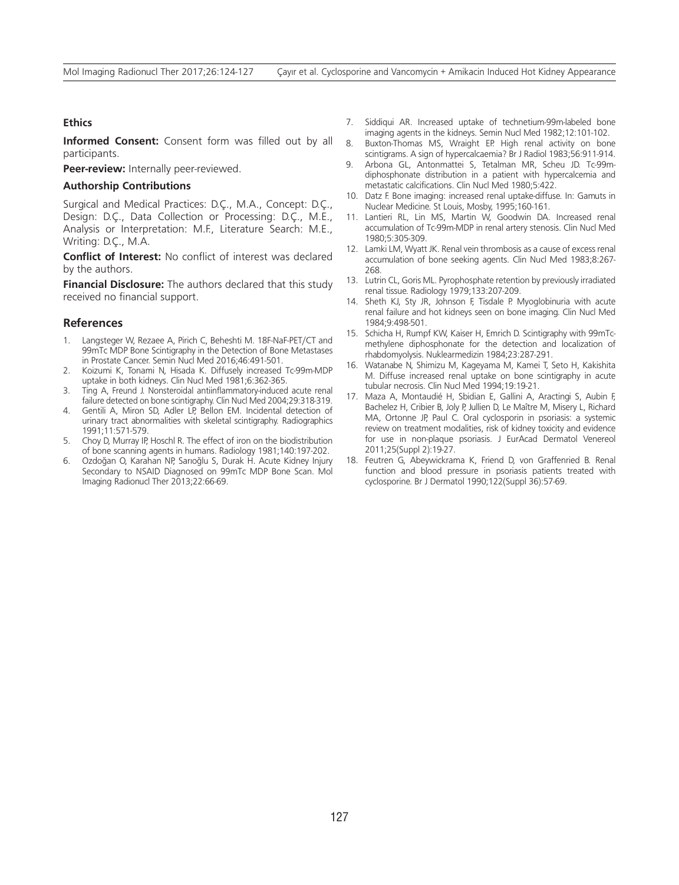### Ethics

**Informed Consent:** Consent form was filled out by all participants.

**Peer-review:** Internally peer-reviewed.

### Authorship Contributions

Surgical and Medical Practices: D.Ç., M.A., Concept: D.Ç., Design: D.Ç., Data Collection or Processing: D.Ç., M.E., Analysis or Interpretation: M.F., Literature Search: M.E., Writing: D.Ç., M.A.

**Conflict of Interest:** No conflict of interest was declared by the authors.

**Financial Disclosure:** The authors declared that this study received no financial support.

## References

1. Langsteger W, Rezaee A, Pirich C, Beheshti M. 18F-NaF-PET/CT and 99mTc MDP Bone Scintigraphy in the Detection of Bone Metastases in Prostate Cancer. Semin Nucl Med 2016;46:491-501.
2. Koizumi K, Tonami N, Hisada K. Diffusely increased Tc-99m-MDP uptake in both kidneys. Clin Nucl Med 1981;6:362-365.
3. Ting A, Freund J. Nonsteroidal antiinflammatory-induced acute renal failure detected on bone scintigraphy. Clin Nucl Med 2004;29:318-319.
4. Gentili A, Miron SD, Adler LP, Bellon EM. Incidental detection of urinary tract abnormalities with skeletal scintigraphy. Radiographics 1991;11:571-579.
5. Choy D, Murray IP, Hoschl R. The effect of iron on the biodistribution of bone scanning agents in humans. Radiology 1981;140:197-202.
6. Ozdoğan O, Karahan NP, Sarıoğlu S, Durak H. Acute Kidney Injury Secondary to NSAID Diagnosed on 99mTc MDP Bone Scan. Mol Imaging Radionucl Ther 2013;22:66-69.
7. Siddiqui AR. Increased uptake of technetium-99m-labeled bone imaging agents in the kidneys. Semin Nucl Med 1982;12:101-102.
8. Buxton-Thomas MS, Wraight EP. High renal activity on bone scintigrams. A sign of hypercalcaemia? Br J Radiol 1983;56:911-914.
9. Arbona GL, Antonmattei S, Tetalman MR, Scheu JD. Tc-99m-diphosphonate distribution in a patient with hypercalcemia and metastatic calcifications. Clin Nucl Med 1980;5:422.
10. Datz F. Bone imaging: increased renal uptake-diffuse. In: Gamuts in Nuclear Medicine. St Louis, Mosby, 1995;160-161.
11. Lantieri RL, Lin MS, Martin W, Goodwin DA. Increased renal accumulation of Tc-99m-MDP in renal artery stenosis. Clin Nucl Med 1980;5:305-309.
12. Lamki LM, Wyatt JK. Renal vein thrombosis as a cause of excess renal accumulation of bone seeking agents. Clin Nucl Med 1983;8:267-268.
13. Lutrin CL, Goris ML. Pyrophosphate retention by previously irradiated renal tissue. Radiology 1979;133:207-209.
14. Sheth KJ, Sty JR, Johnson F, Tisdale P. Myoglobinuria with acute renal failure and hot kidneys seen on bone imaging. Clin Nucl Med 1984;9:498-501.
15. Schicha H, Rumpf KW, Kaiser H, Emrich D. Scintigraphy with 99mTc-methylene diphosphonate for the detection and localization of rhabdomyolysis. Nuklearmedizin 1984;23:287-291.
16. Watanabe N, Shimizu M, Kageyama M, Kamei T, Seto H, Kakishita M. Diffuse increased renal uptake on bone scintigraphy in acute tubular necrosis. Clin Nucl Med 1994;19:19-21.
17. Maza A, Montaudié H, Sbidian E, Gallini A, Aractingi S, Aubin F, Bachelez H, Cribier B, Joly P, Jullien D, Le Maître M, Misery L, Richard MA, Ortonne JP, Paul C. Oral cyclosporin in psoriasis: a systemic review on treatment modalities, risk of kidney toxicity and evidence for use in non-plaque psoriasis. J EurAcad Dermatol Venereol 2011;25(Suppl 2):19-27.
18. Feutren G, Abeywickrama K, Friend D, von Graffenried B. Renal function and blood pressure in psoriasis patients treated with cyclosporine. Br J Dermatol 1990;122(Suppl 36):57-69.